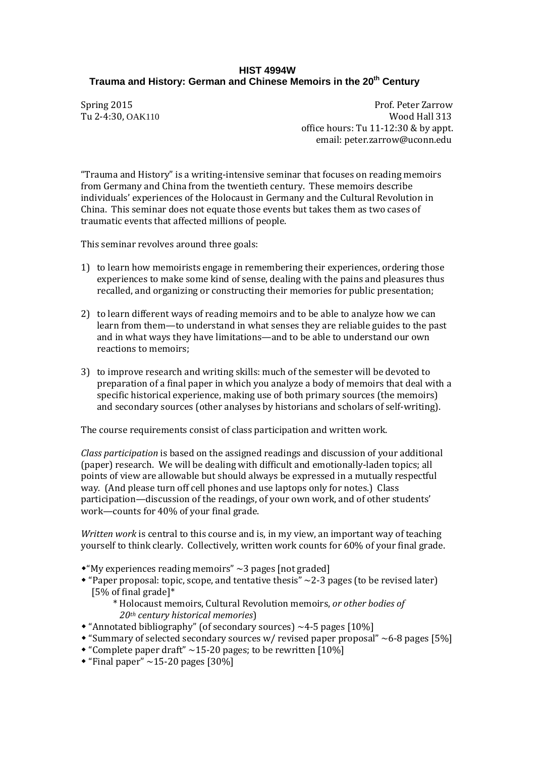# HIST 4994W
## Trauma and History: German and Chinese Memoirs in the 20th Century

Spring 2015
Tu 2-4:30, OAK110

Prof. Peter Zarrow
Wood Hall 313
office hours: Tu 11-12:30 & by appt.
email: peter.zarrow@uconn.edu

"Trauma and History" is a writing-intensive seminar that focuses on reading memoirs from Germany and China from the twentieth century. These memoirs describe individuals' experiences of the Holocaust in Germany and the Cultural Revolution in China. This seminar does not equate those events but takes them as two cases of traumatic events that affected millions of people.

This seminar revolves around three goals:

1) to learn how memoirists engage in remembering their experiences, ordering those experiences to make some kind of sense, dealing with the pains and pleasures thus recalled, and organizing or constructing their memories for public presentation;

2) to learn different ways of reading memoirs and to be able to analyze how we can learn from them—to understand in what senses they are reliable guides to the past and in what ways they have limitations—and to be able to understand our own reactions to memoirs;

3) to improve research and writing skills: much of the semester will be devoted to preparation of a final paper in which you analyze a body of memoirs that deal with a specific historical experience, making use of both primary sources (the memoirs) and secondary sources (other analyses by historians and scholars of self-writing).

The course requirements consist of class participation and written work.

*Class participation* is based on the assigned readings and discussion of your additional (paper) research. We will be dealing with difficult and emotionally-laden topics; all points of view are allowable but should always be expressed in a mutually respectful way. (And please turn off cell phones and use laptops only for notes.) Class participation—discussion of the readings, of your own work, and of other students' work—counts for 40% of your final grade.

*Written work* is central to this course and is, in my view, an important way of teaching yourself to think clearly. Collectively, written work counts for 60% of your final grade.

- "My experiences reading memoirs" ~3 pages [not graded]
- "Paper proposal: topic, scope, and tentative thesis" ~2-3 pages (to be revised later) [5% of final grade]*
  - \* Holocaust memoirs, Cultural Revolution memoirs, *or other bodies of 20th century historical memories*)
- "Annotated bibliography" (of secondary sources) ~4-5 pages [10%]
- "Summary of selected secondary sources w/ revised paper proposal" ~6-8 pages [5%]
- "Complete paper draft" ~15-20 pages; to be rewritten [10%]
- "Final paper" ~15-20 pages [30%]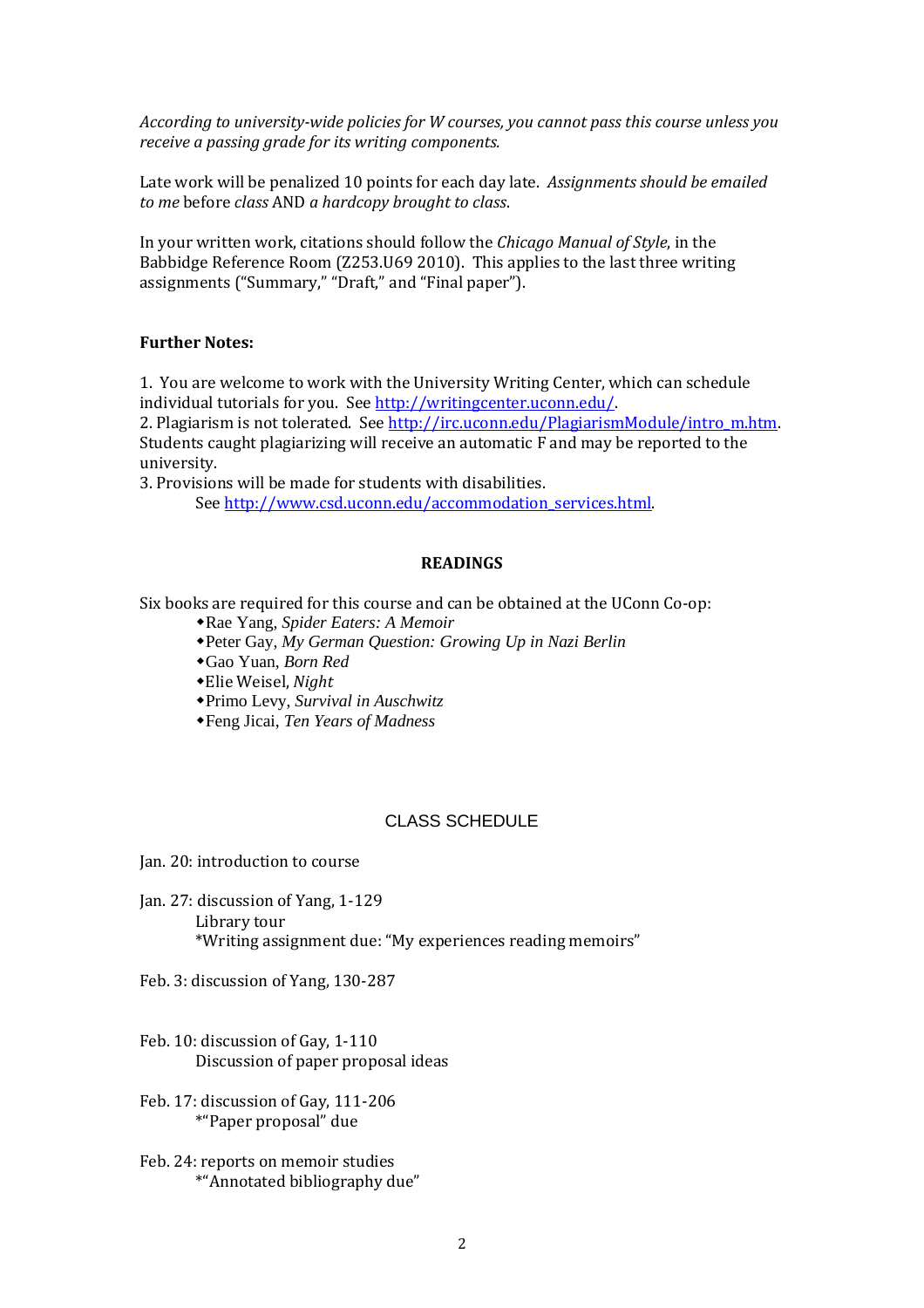*According to university-wide policies for W courses, you cannot pass this course unless you receive a passing grade for its writing components.*

Late work will be penalized 10 points for each day late. *Assignments should be emailed to me* before *class* AND *a hardcopy brought to class*.

In your written work, citations should follow the *Chicago Manual of Style*, in the Babbidge Reference Room (Z253.U69 2010). This applies to the last three writing assignments ("Summary," "Draft," and "Final paper").

**Further Notes:**

1. You are welcome to work with the University Writing Center, which can schedule individual tutorials for you. See http://writingcenter.uconn.edu/.
2. Plagiarism is not tolerated. See http://irc.uconn.edu/PlagiarismModule/intro_m.htm. Students caught plagiarizing will receive an automatic F and may be reported to the university.
3. Provisions will be made for students with disabilities.
   See http://www.csd.uconn.edu/accommodation_services.html.

## READINGS

Six books are required for this course and can be obtained at the UConn Co-op:

- Rae Yang, *Spider Eaters: A Memoir*
- Peter Gay, *My German Question: Growing Up in Nazi Berlin*
- Gao Yuan, *Born Red*
- Elie Weisel, *Night*
- Primo Levy, *Survival in Auschwitz*
- Feng Jicai, *Ten Years of Madness*

## CLASS SCHEDULE

Jan. 20: introduction to course

Jan. 27: discussion of Yang, 1-129
   Library tour
   *Writing assignment due: "My experiences reading memoirs"

Feb. 3: discussion of Yang, 130-287

Feb. 10: discussion of Gay, 1-110
   Discussion of paper proposal ideas

Feb. 17: discussion of Gay, 111-206
   *"Paper proposal" due

Feb. 24: reports on memoir studies
   *"Annotated bibliography due"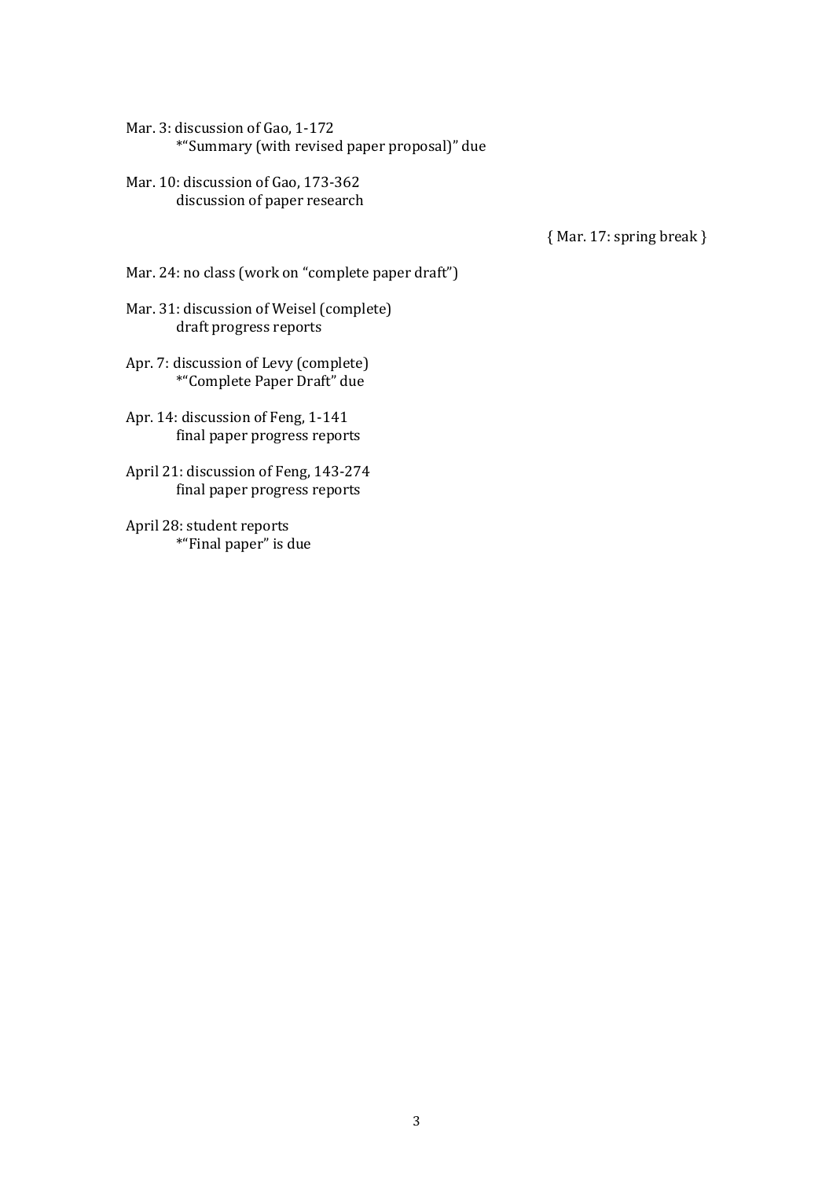Mar. 3: discussion of Gao, 1-172
 *"Summary (with revised paper proposal)" due

Mar. 10: discussion of Gao, 173-362
 discussion of paper research

{ Mar. 17: spring break }

Mar. 24: no class (work on "complete paper draft")

Mar. 31: discussion of Weisel (complete)
 draft progress reports

Apr. 7: discussion of Levy (complete)
 *"Complete Paper Draft" due

Apr. 14: discussion of Feng, 1-141
 final paper progress reports

April 21: discussion of Feng, 143-274
 final paper progress reports

April 28: student reports
 *"Final paper" is due